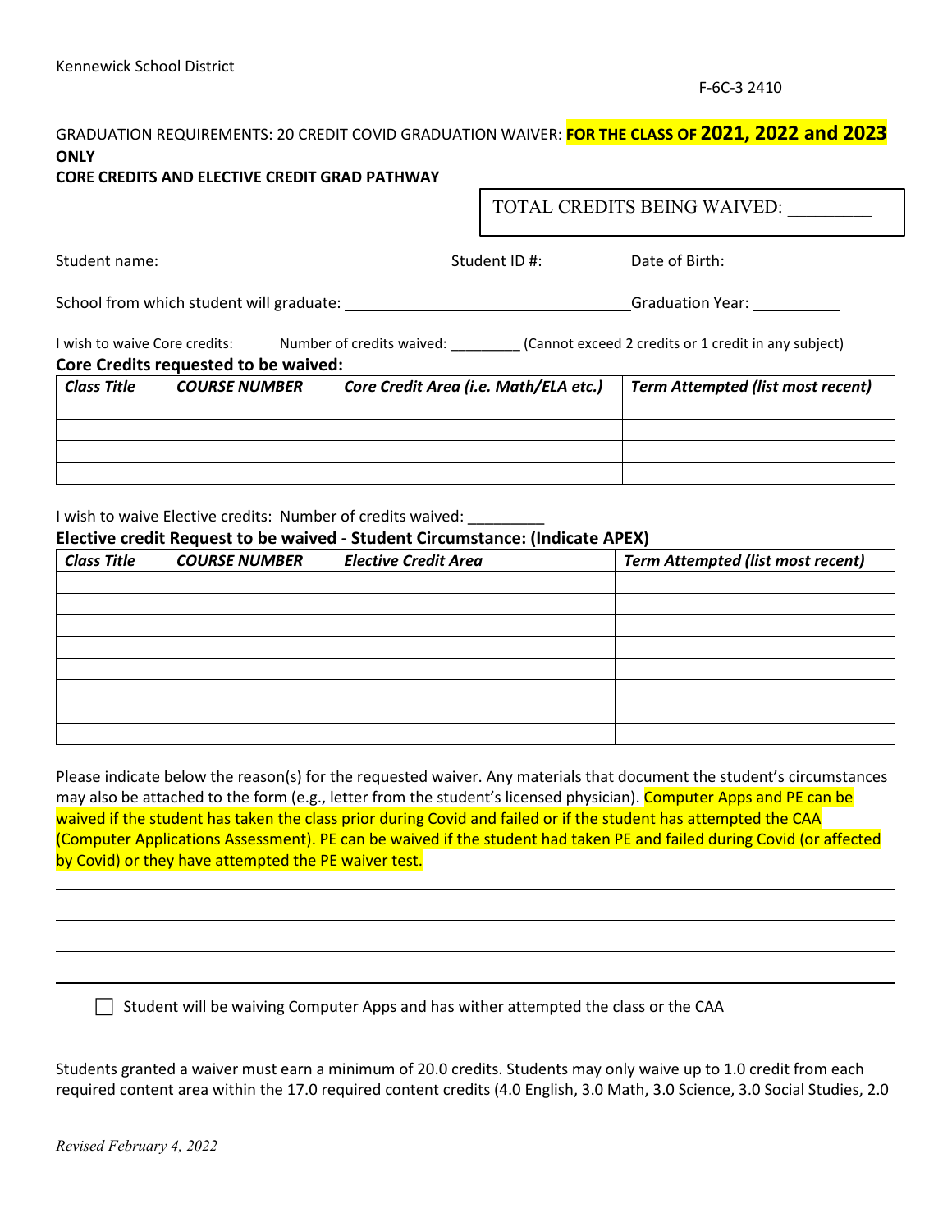Kennewick School District

F-6C-3 2410

GRADUATION REQUIREMENTS: 20 CREDIT COVID GRADUATION WAIVER: **FOR THE CLASS OF 2021, 2022 and 2023 ONLY**

**CORE CREDITS AND ELECTIVE CREDIT GRAD PATHWAY**

TOTAL CREDITS BEING WAIVED: _________

Student name: ________________________________ Student ID #: __________ Date of Birth: _____________

School from which student will graduate: ________________________________ Graduation Year: __________

I wish to waive Core credits: Number of credits waived: _________ (Cannot exceed 2 credits or 1 credit in any subject)

**Core Credits requested to be waived:**

| *Class Title COURSE NUMBER* | *Core Credit Area (i.e. Math/ELA etc.)* | *Term Attempted (list most recent)* |
|---|---|---|
| | | |
| | | |
| | | |
| | | |

I wish to waive Elective credits: Number of credits waived: _________

**Elective credit Request to be waived - Student Circumstance: (Indicate APEX)**

| *Class Title COURSE NUMBER* | *Elective Credit Area* | *Term Attempted (list most recent)* |
|---|---|---|
| | | |
| | | |
| | | |
| | | |
| | | |
| | | |
| | | |
| | | |

Please indicate below the reason(s) for the requested waiver. Any materials that document the student's circumstances may also be attached to the form (e.g., letter from the student's licensed physician). Computer Apps and PE can be waived if the student has taken the class prior during Covid and failed or if the student has attempted the CAA (Computer Applications Assessment). PE can be waived if the student had taken PE and failed during Covid (or affected by Covid) or they have attempted the PE waiver test.

______________________________________________________________________________

______________________________________________________________________________

______________________________________________________________________________

______________________________________________________________________________

☐ Student will be waiving Computer Apps and has wither attempted the class or the CAA

Students granted a waiver must earn a minimum of 20.0 credits. Students may only waive up to 1.0 credit from each required content area within the 17.0 required content credits (4.0 English, 3.0 Math, 3.0 Science, 3.0 Social Studies, 2.0

*Revised February 4, 2022*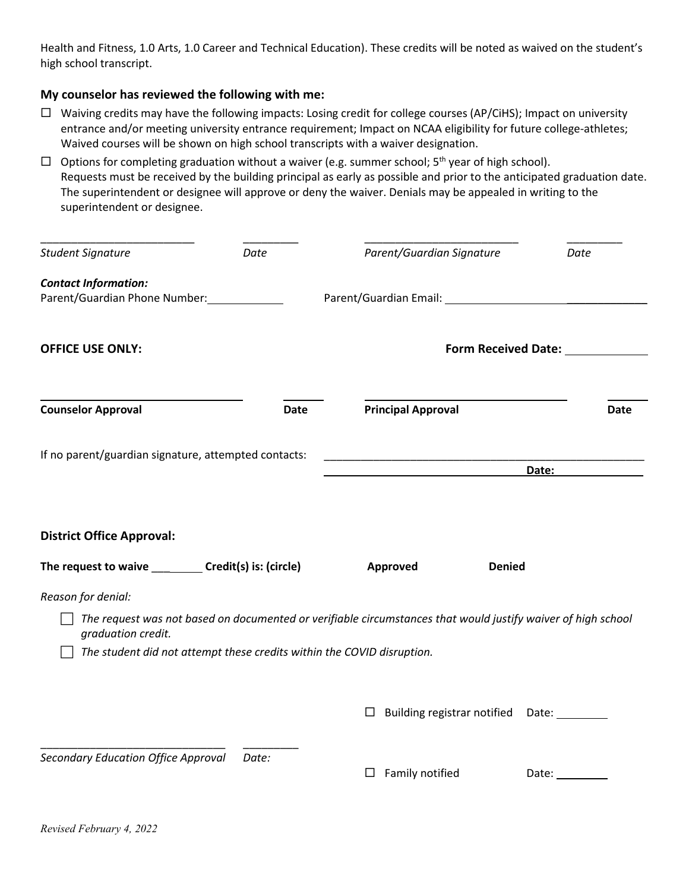Health and Fitness, 1.0 Arts, 1.0 Career and Technical Education). These credits will be noted as waived on the student's high school transcript.

**My counselor has reviewed the following with me:**

- ☐ Waiving credits may have the following impacts: Losing credit for college courses (AP/CiHS); Impact on university entrance and/or meeting university entrance requirement; Impact on NCAA eligibility for future college-athletes; Waived courses will be shown on high school transcripts with a waiver designation.
- ☐ Options for completing graduation without a waiver (e.g. summer school; 5th year of high school).
  Requests must be received by the building principal as early as possible and prior to the anticipated graduation date. The superintendent or designee will approve or deny the waiver. Denials may be appealed in writing to the superintendent or designee.

_________________________ _________ _________________________ _________

*Student Signature* *Date* *Parent/Guardian Signature* *Date*

***Contact Information:***

Parent/Guardian Phone Number:____________ Parent/Guardian Email: ______________________________

**OFFICE USE ONLY:** **Form Received Date:** ____________

_________________________ _______ _________________________ _______

**Counselor Approval** **Date** **Principal Approval** **Date**

If no parent/guardian signature, attempted contacts: ______________________________________________

______________________________ **Date:** ______________

**District Office Approval:**

**The request to waive** _________ **Credit(s) is: (circle)** **Approved** **Denied**

*Reason for denial:*

- ☐ *The request was not based on documented or verifiable circumstances that would justify waiver of high school graduation credit.*
- ☐ *The student did not attempt these credits within the COVID disruption.*

☐ Building registrar notified Date: ________

_____________________________ _________

*Secondary Education Office Approval* *Date:*

☐ Family notified Date: ________

*Revised February 4, 2022*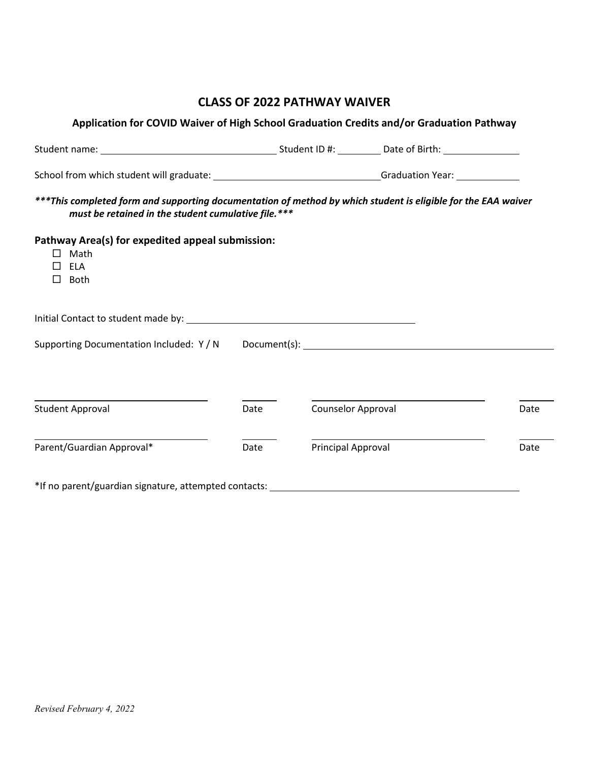# CLASS OF 2022 PATHWAY WAIVER

## Application for COVID Waiver of High School Graduation Credits and/or Graduation Pathway

Student name: ______________________________ Student ID #: ________ Date of Birth: ______________

School from which student will graduate: ______________________________ Graduation Year: ____________

***\*\*\*This completed form and supporting documentation of method by which student is eligible for the EAA waiver must be retained in the student cumulative file.\*\*\****

**Pathway Area(s) for expedited appeal submission:**

- ☐ Math
- ☐ ELA
- ☐ Both

Initial Contact to student made by: ________________________________________

Supporting Documentation Included: Y / N Document(s): ________________________________________

| | | | |
|---|---|---|---|
| Student Approval | Date | Counselor Approval | Date |
| Parent/Guardian Approval* | Date | Principal Approval | Date |

*If no parent/guardian signature, attempted contacts: ________________________________________

*Revised February 4, 2022*